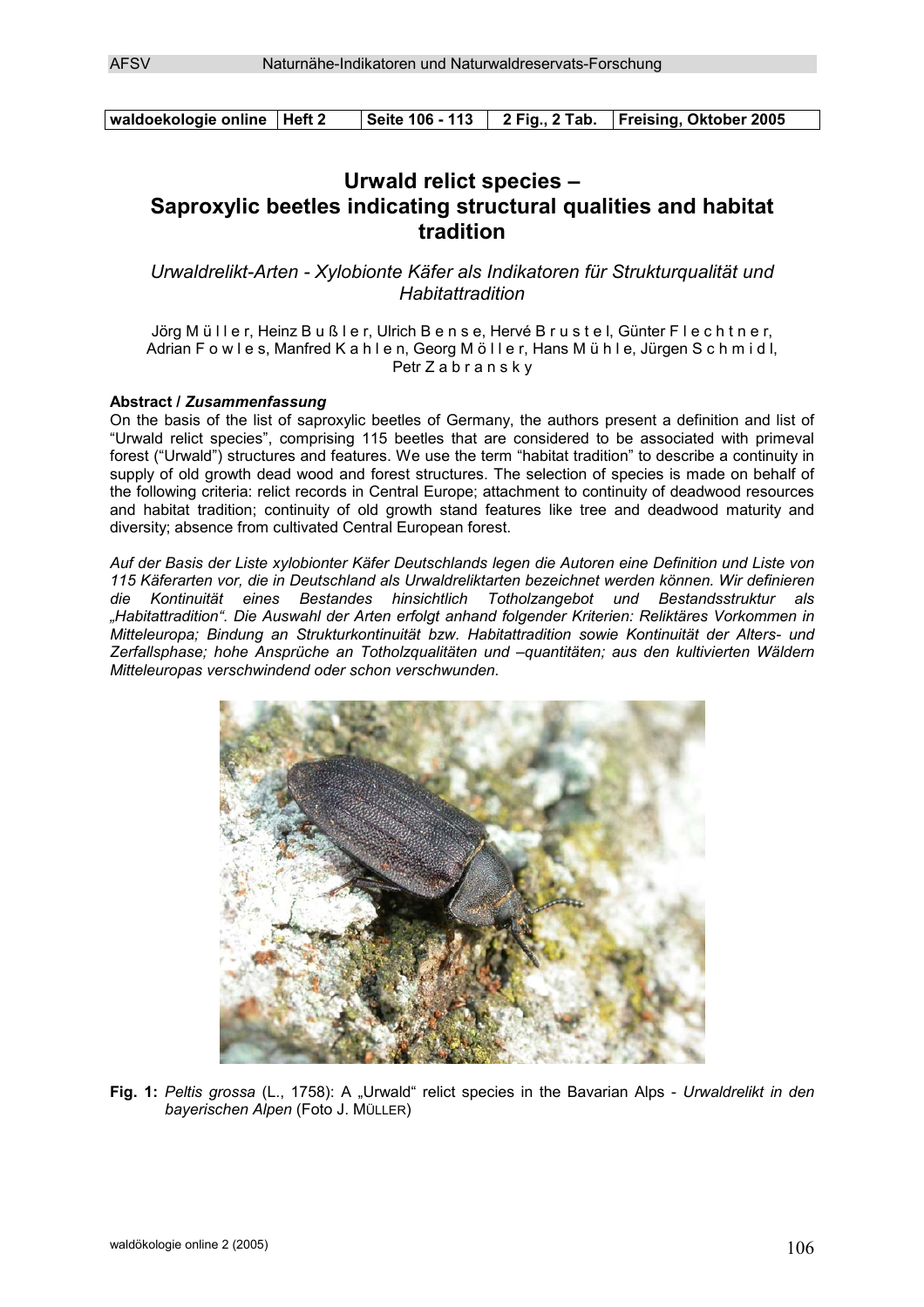# Urwald relict species – Saproxylic beetles indicating structural qualities and habitat tradition

*Urwaldrelikt-Arten - Xylobionte Käfer als Indikatoren für Strukturqualität und Habitattradition*

Jörg Müller, Heinz Bußler, Ulrich Bense, Hervé Brustel, Günter Flechtner, Adrian Fowles, Manfred Kahlen, Georg Möller, Hans Mühle, Jürgen Schmidl, Petr Zabransky

**Abstract / *Zusammenfassung***

On the basis of the list of saproxylic beetles of Germany, the authors present a definition and list of "Urwald relict species", comprising 115 beetles that are considered to be associated with primeval forest ("Urwald") structures and features. We use the term "habitat tradition" to describe a continuity in supply of old growth dead wood and forest structures. The selection of species is made on behalf of the following criteria: relict records in Central Europe; attachment to continuity of deadwood resources and habitat tradition; continuity of old growth stand features like tree and deadwood maturity and diversity; absence from cultivated Central European forest.

*Auf der Basis der Liste xylobionter Käfer Deutschlands legen die Autoren eine Definition und Liste von 115 Käferarten vor, die in Deutschland als Urwaldreliktarten bezeichnet werden können. Wir definieren die Kontinuität eines Bestandes hinsichtlich Totholzangebot und Bestandsstruktur als „Habitattradition". Die Auswahl der Arten erfolgt anhand folgender Kriterien: Reliktäres Vorkommen in Mitteleuropa; Bindung an Strukturkontinuität bzw. Habitattradition sowie Kontinuität der Alters- und Zerfallsphase; hohe Ansprüche an Totholzqualitäten und –quantitäten; aus den kultivierten Wäldern Mitteleuropas verschwindend oder schon verschwunden.*

**Fig. 1:** *Peltis grossa* (L., 1758): A „Urwald" relict species in the Bavarian Alps - *Urwaldrelikt in den bayerischen Alpen* (Foto J. MÜLLER)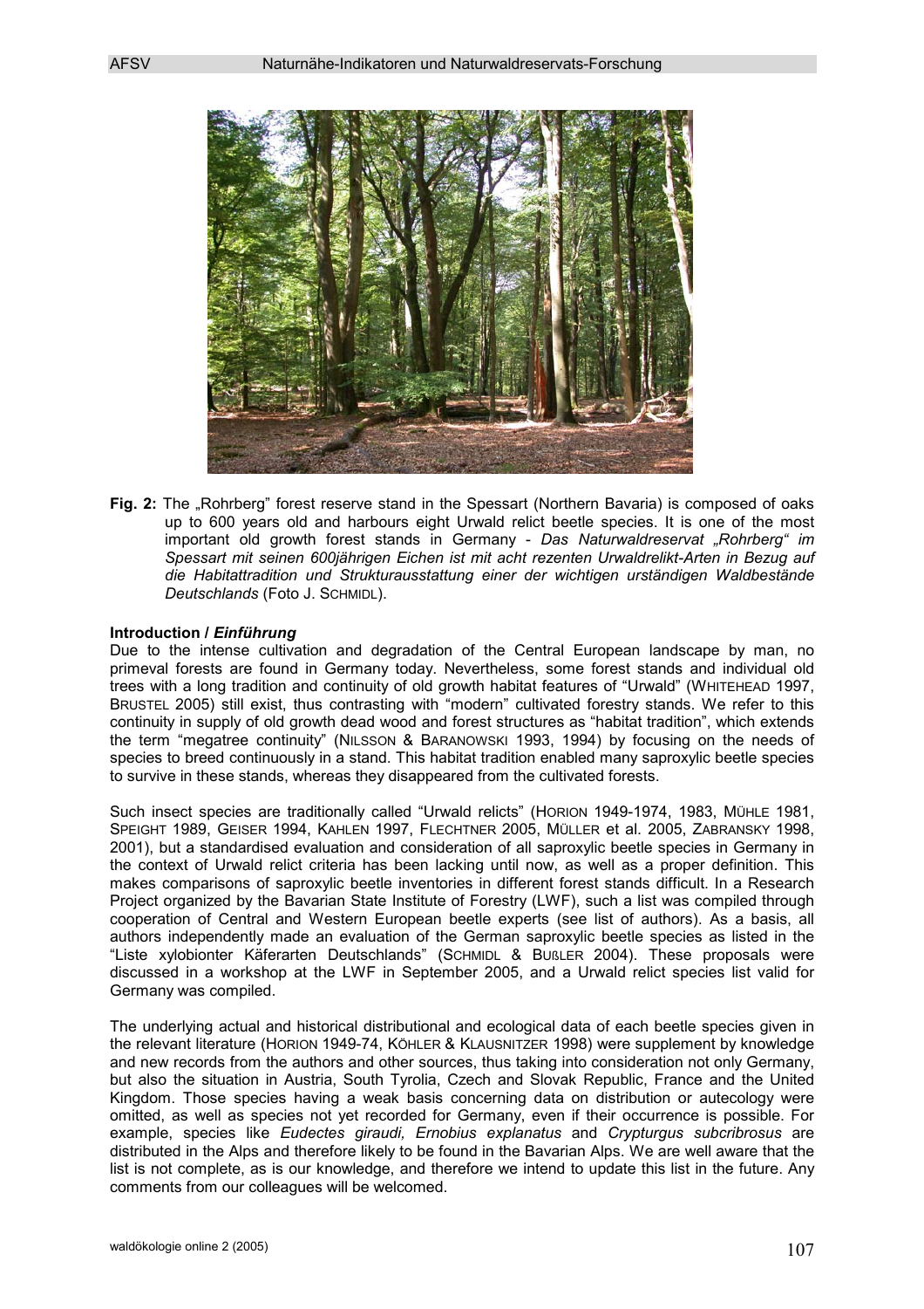**Fig. 2:** The „Rohrberg" forest reserve stand in the Spessart (Northern Bavaria) is composed of oaks up to 600 years old and harbours eight Urwald relict beetle species. It is one of the most important old growth forest stands in Germany - *Das Naturwaldreservat „Rohrberg" im Spessart mit seinen 600jährigen Eichen ist mit acht rezenten Urwaldrelikt-Arten in Bezug auf die Habitattradition und Strukturausstattung einer der wichtigen urständigen Waldbestände Deutschlands* (Foto J. SCHMIDL).

### Introduction / *Einführung*

Due to the intense cultivation and degradation of the Central European landscape by man, no primeval forests are found in Germany today. Nevertheless, some forest stands and individual old trees with a long tradition and continuity of old growth habitat features of "Urwald" (WHITEHEAD 1997, BRUSTEL 2005) still exist, thus contrasting with "modern" cultivated forestry stands. We refer to this continuity in supply of old growth dead wood and forest structures as "habitat tradition", which extends the term "megatree continuity" (NILSSON & BARANOWSKI 1993, 1994) by focusing on the needs of species to breed continuously in a stand. This habitat tradition enabled many saproxylic beetle species to survive in these stands, whereas they disappeared from the cultivated forests.

Such insect species are traditionally called "Urwald relicts" (HORION 1949-1974, 1983, MÜHLE 1981, SPEIGHT 1989, GEISER 1994, KAHLEN 1997, FLECHTNER 2005, MÜLLER et al. 2005, ZABRANSKY 1998, 2001), but a standardised evaluation and consideration of all saproxylic beetle species in Germany in the context of Urwald relict criteria has been lacking until now, as well as a proper definition. This makes comparisons of saproxylic beetle inventories in different forest stands difficult. In a Research Project organized by the Bavarian State Institute of Forestry (LWF), such a list was compiled through cooperation of Central and Western European beetle experts (see list of authors). As a basis, all authors independently made an evaluation of the German saproxylic beetle species as listed in the "Liste xylobionter Käferarten Deutschlands" (SCHMIDL & BUßLER 2004). These proposals were discussed in a workshop at the LWF in September 2005, and a Urwald relict species list valid for Germany was compiled.

The underlying actual and historical distributional and ecological data of each beetle species given in the relevant literature (HORION 1949-74, KÖHLER & KLAUSNITZER 1998) were supplement by knowledge and new records from the authors and other sources, thus taking into consideration not only Germany, but also the situation in Austria, South Tyrolia, Czech and Slovak Republic, France and the United Kingdom. Those species having a weak basis concerning data on distribution or autecology were omitted, as well as species not yet recorded for Germany, even if their occurrence is possible. For example, species like *Eudectes giraudi, Ernobius explanatus* and *Crypturgus subcribrosus* are distributed in the Alps and therefore likely to be found in the Bavarian Alps. We are well aware that the list is not complete, as is our knowledge, and therefore we intend to update this list in the future. Any comments from our colleagues will be welcomed.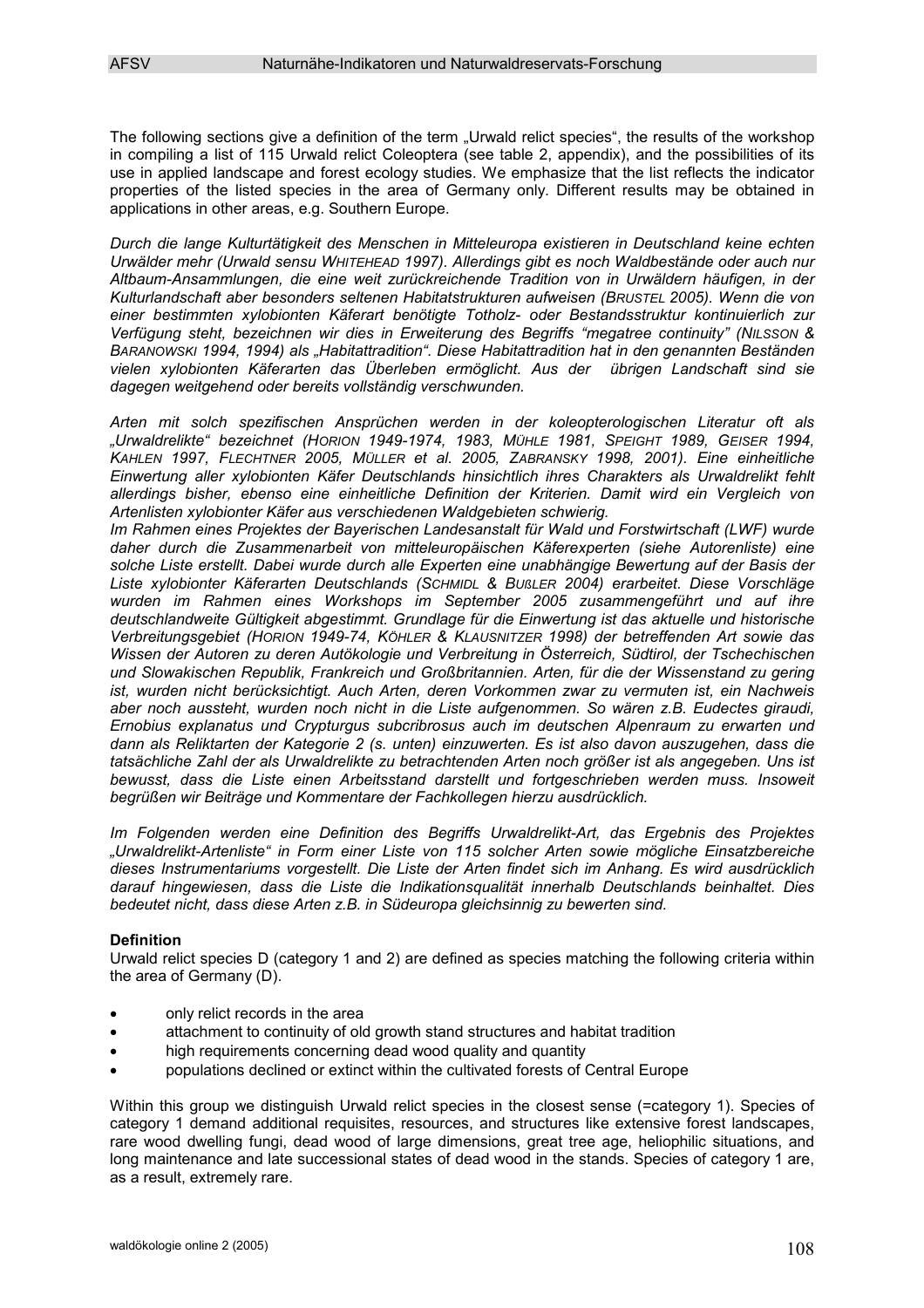The following sections give a definition of the term „Urwald relict species", the results of the workshop in compiling a list of 115 Urwald relict Coleoptera (see table 2, appendix), and the possibilities of its use in applied landscape and forest ecology studies. We emphasize that the list reflects the indicator properties of the listed species in the area of Germany only. Different results may be obtained in applications in other areas, e.g. Southern Europe.

*Durch die lange Kulturtätigkeit des Menschen in Mitteleuropa existieren in Deutschland keine echten Urwälder mehr (Urwald sensu WHITEHEAD 1997). Allerdings gibt es noch Waldbestände oder auch nur Altbaum-Ansammlungen, die eine weit zurückreichende Tradition von in Urwäldern häufigen, in der Kulturlandschaft aber besonders seltenen Habitatstrukturen aufweisen (BRUSTEL 2005). Wenn die von einer bestimmten xylobionten Käferart benötigte Totholz- oder Bestandsstruktur kontinuierlich zur Verfügung steht, bezeichnen wir dies in Erweiterung des Begriffs "megatree continuity" (NILSSON & BARANOWSKI 1994, 1994) als „Habitattradition". Diese Habitattradition hat in den genannten Beständen vielen xylobionten Käferarten das Überleben ermöglicht. Aus der übrigen Landschaft sind sie dagegen weitgehend oder bereits vollständig verschwunden.*

*Arten mit solch spezifischen Ansprüchen werden in der koleopterologischen Literatur oft als „Urwaldrelikte" bezeichnet (HORION 1949-1974, 1983, MÜHLE 1981, SPEIGHT 1989, GEISER 1994, KAHLEN 1997, FLECHTNER 2005, MÜLLER et al. 2005, ZABRANSKY 1998, 2001). Eine einheitliche Einwertung aller xylobionten Käfer Deutschlands hinsichtlich ihres Charakters als Urwaldrelikt fehlt allerdings bisher, ebenso eine einheitliche Definition der Kriterien. Damit wird ein Vergleich von Artenlisten xylobionter Käfer aus verschiedenen Waldgebieten schwierig.*

*Im Rahmen eines Projektes der Bayerischen Landesanstalt für Wald und Forstwirtschaft (LWF) wurde daher durch die Zusammenarbeit von mitteleuropäischen Käferexperten (siehe Autorenliste) eine solche Liste erstellt. Dabei wurde durch alle Experten eine unabhängige Bewertung auf der Basis der Liste xylobionter Käferarten Deutschlands (SCHMIDL & BUßLER 2004) erarbeitet. Diese Vorschläge wurden im Rahmen eines Workshops im September 2005 zusammengeführt und auf ihre deutschlandweite Gültigkeit abgestimmt. Grundlage für die Einwertung ist das aktuelle und historische Verbreitungsgebiet (HORION 1949-74, KÖHLER & KLAUSNITZER 1998) der betreffenden Art sowie das Wissen der Autoren zu deren Autökologie und Verbreitung in Österreich, Südtirol, der Tschechischen und Slowakischen Republik, Frankreich und Großbritannien. Arten, für die der Wissenstand zu gering ist, wurden nicht berücksichtigt. Auch Arten, deren Vorkommen zwar zu vermuten ist, ein Nachweis aber noch aussteht, wurden noch nicht in die Liste aufgenommen. So wären z.B. Eudectes giraudi, Ernobius explanatus und Crypturgus subcribrosus auch im deutschen Alpenraum zu erwarten und dann als Reliktarten der Kategorie 2 (s. unten) einzuwerten. Es ist also davon auszugehen, dass die tatsächliche Zahl der als Urwaldrelikte zu betrachtenden Arten noch größer ist als angegeben. Uns ist bewusst, dass die Liste einen Arbeitsstand darstellt und fortgeschrieben werden muss. Insoweit begrüßen wir Beiträge und Kommentare der Fachkollegen hierzu ausdrücklich.*

*Im Folgenden werden eine Definition des Begriffs Urwaldrelikt-Art, das Ergebnis des Projektes „Urwaldrelikt-Artenliste" in Form einer Liste von 115 solcher Arten sowie mögliche Einsatzbereiche dieses Instrumentariums vorgestellt. Die Liste der Arten findet sich im Anhang. Es wird ausdrücklich darauf hingewiesen, dass die Liste die Indikationsqualität innerhalb Deutschlands beinhaltet. Dies bedeutet nicht, dass diese Arten z.B. in Südeuropa gleichsinnig zu bewerten sind.*

**Definition**

Urwald relict species D (category 1 and 2) are defined as species matching the following criteria within the area of Germany (D).

- only relict records in the area
- attachment to continuity of old growth stand structures and habitat tradition
- high requirements concerning dead wood quality and quantity
- populations declined or extinct within the cultivated forests of Central Europe

Within this group we distinguish Urwald relict species in the closest sense (=category 1). Species of category 1 demand additional requisites, resources, and structures like extensive forest landscapes, rare wood dwelling fungi, dead wood of large dimensions, great tree age, heliophilic situations, and long maintenance and late successional states of dead wood in the stands. Species of category 1 are, as a result, extremely rare.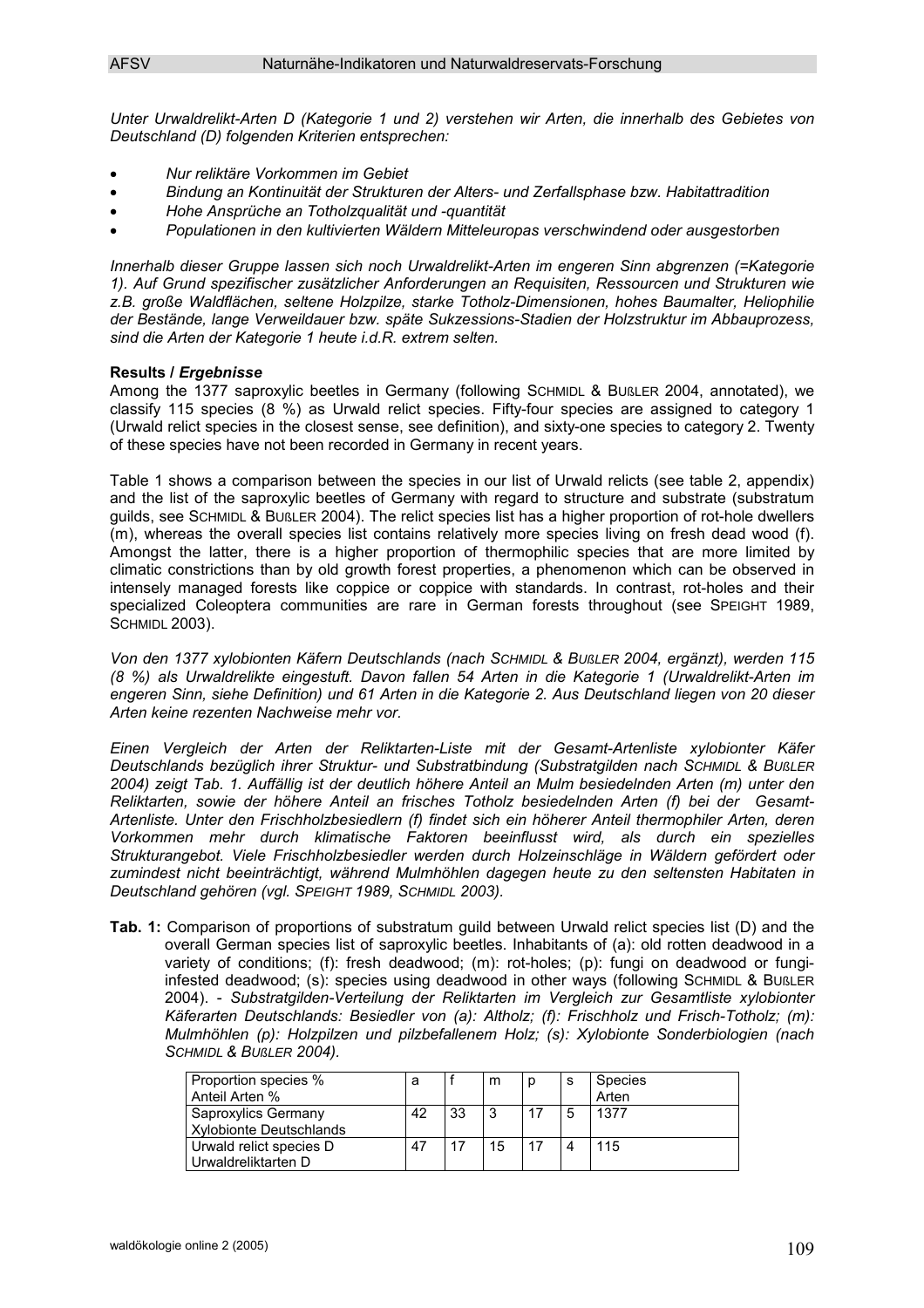*Unter Urwaldrelikt-Arten D (Kategorie 1 und 2) verstehen wir Arten, die innerhalb des Gebietes von Deutschland (D) folgenden Kriterien entsprechen:*

- *Nur reliktäre Vorkommen im Gebiet*
- *Bindung an Kontinuität der Strukturen der Alters- und Zerfallsphase bzw. Habitattradition*
- *Hohe Ansprüche an Totholzqualität und -quantität*
- *Populationen in den kultivierten Wäldern Mitteleuropas verschwindend oder ausgestorben*

*Innerhalb dieser Gruppe lassen sich noch Urwaldrelikt-Arten im engeren Sinn abgrenzen (=Kategorie 1). Auf Grund spezifischer zusätzlicher Anforderungen an Requisiten, Ressourcen und Strukturen wie z.B. große Waldflächen, seltene Holzpilze, starke Totholz-Dimensionen, hohes Baumalter, Heliophilie der Bestände, lange Verweildauer bzw. späte Sukzessions-Stadien der Holzstruktur im Abbauprozess, sind die Arten der Kategorie 1 heute i.d.R. extrem selten.*

**Results / *Ergebnisse***

Among the 1377 saproxylic beetles in Germany (following SCHMIDL & BUßLER 2004, annotated), we classify 115 species (8 %) as Urwald relict species. Fifty-four species are assigned to category 1 (Urwald relict species in the closest sense, see definition), and sixty-one species to category 2. Twenty of these species have not been recorded in Germany in recent years.

Table 1 shows a comparison between the species in our list of Urwald relicts (see table 2, appendix) and the list of the saproxylic beetles of Germany with regard to structure and substrate (substratum guilds, see SCHMIDL & BUßLER 2004). The relict species list has a higher proportion of rot-hole dwellers (m), whereas the overall species list contains relatively more species living on fresh dead wood (f). Amongst the latter, there is a higher proportion of thermophilic species that are more limited by climatic constrictions than by old growth forest properties, a phenomenon which can be observed in intensely managed forests like coppice or coppice with standards. In contrast, rot-holes and their specialized Coleoptera communities are rare in German forests throughout (see SPEIGHT 1989, SCHMIDL 2003).

*Von den 1377 xylobionten Käfern Deutschlands (nach SCHMIDL & BUßLER 2004, ergänzt), werden 115 (8 %) als Urwaldrelikte eingestuft. Davon fallen 54 Arten in die Kategorie 1 (Urwaldrelikt-Arten im engeren Sinn, siehe Definition) und 61 Arten in die Kategorie 2. Aus Deutschland liegen von 20 dieser Arten keine rezenten Nachweise mehr vor.*

*Einen Vergleich der Arten der Reliktarten-Liste mit der Gesamt-Artenliste xylobionter Käfer Deutschlands bezüglich ihrer Struktur- und Substratbindung (Substratgilden nach SCHMIDL & BUßLER 2004) zeigt Tab. 1. Auffällig ist der deutlich höhere Anteil an Mulm besiedelnden Arten (m) unter den Reliktarten, sowie der höhere Anteil an frisches Totholz besiedelnden Arten (f) bei der Gesamt-Artenliste. Unter den Frischholzbesiedlern (f) findet sich ein höherer Anteil thermophiler Arten, deren Vorkommen mehr durch klimatische Faktoren beeinflusst wird, als durch ein spezielles Strukturangebot. Viele Frischholzbesiedler werden durch Holzeinschläge in Wäldern gefördert oder zumindest nicht beeinträchtigt, während Mulmhöhlen dagegen heute zu den seltensten Habitaten in Deutschland gehören (vgl. SPEIGHT 1989, SCHMIDL 2003).*

**Tab. 1:** Comparison of proportions of substratum guild between Urwald relict species list (D) and the overall German species list of saproxylic beetles. Inhabitants of (a): old rotten deadwood in a variety of conditions; (f): fresh deadwood; (m): rot-holes; (p): fungi on deadwood or fungi-infested deadwood; (s): species using deadwood in other ways (following SCHMIDL & BUßLER 2004). - *Substratgilden-Verteilung der Reliktarten im Vergleich zur Gesamtliste xylobionter Käferarten Deutschlands: Besiedler von (a): Altholz; (f): Frischholz und Frisch-Totholz; (m): Mulmhöhlen (p): Holzpilzen und pilzbefallenem Holz; (s): Xylobionte Sonderbiologien (nach SCHMIDL & BUßLER 2004).*

| Proportion species % Anteil Arten % | a | f | m | p | s | Species Arten |
|---|---|---|---|---|---|---|
| Saproxylics Germany Xylobionte Deutschlands | 42 | 33 | 3 | 17 | 5 | 1377 |
| Urwald relict species D Urwaldreliktarten D | 47 | 17 | 15 | 17 | 4 | 115 |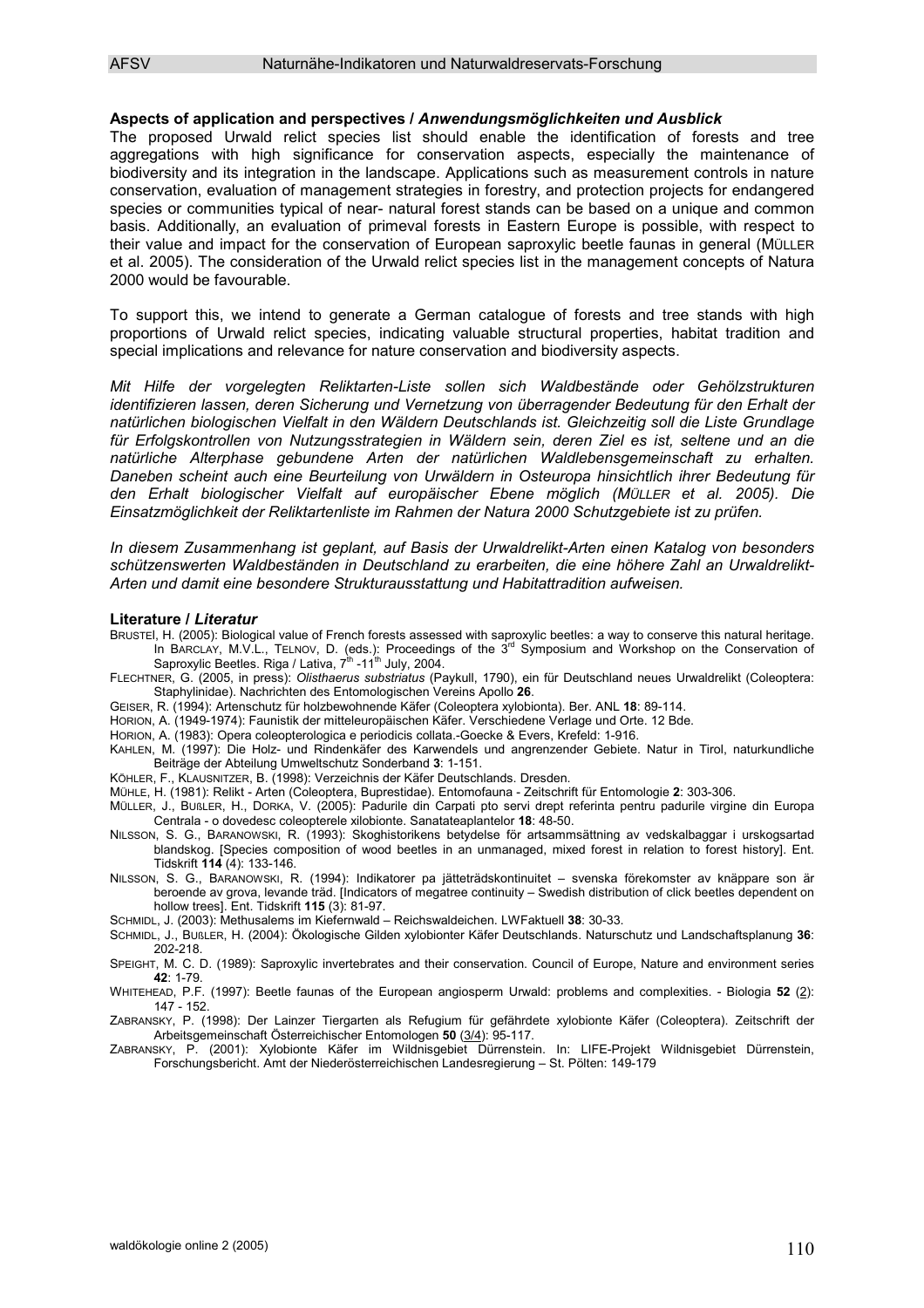### Aspects of application and perspectives / *Anwendungsmöglichkeiten und Ausblick*

The proposed Urwald relict species list should enable the identification of forests and tree aggregations with high significance for conservation aspects, especially the maintenance of biodiversity and its integration in the landscape. Applications such as measurement controls in nature conservation, evaluation of management strategies in forestry, and protection projects for endangered species or communities typical of near- natural forest stands can be based on a unique and common basis. Additionally, an evaluation of primeval forests in Eastern Europe is possible, with respect to their value and impact for the conservation of European saproxylic beetle faunas in general (MÜLLER et al. 2005). The consideration of the Urwald relict species list in the management concepts of Natura 2000 would be favourable.

To support this, we intend to generate a German catalogue of forests and tree stands with high proportions of Urwald relict species, indicating valuable structural properties, habitat tradition and special implications and relevance for nature conservation and biodiversity aspects.

*Mit Hilfe der vorgelegten Reliktarten-Liste sollen sich Waldbestände oder Gehölzstrukturen identifizieren lassen, deren Sicherung und Vernetzung von überragender Bedeutung für den Erhalt der natürlichen biologischen Vielfalt in den Wäldern Deutschlands ist. Gleichzeitig soll die Liste Grundlage für Erfolgskontrollen von Nutzungsstrategien in Wäldern sein, deren Ziel es ist, seltene und an die natürliche Alterphase gebundene Arten der natürlichen Waldlebensgemeinschaft zu erhalten. Daneben scheint auch eine Beurteilung von Urwäldern in Osteuropa hinsichtlich ihrer Bedeutung für den Erhalt biologischer Vielfalt auf europäischer Ebene möglich (MÜLLER et al. 2005). Die Einsatzmöglichkeit der Reliktartenliste im Rahmen der Natura 2000 Schutzgebiete ist zu prüfen.*

*In diesem Zusammenhang ist geplant, auf Basis der Urwaldrelikt-Arten einen Katalog von besonders schützenswerten Waldbeständen in Deutschland zu erarbeiten, die eine höhere Zahl an Urwaldrelikt-Arten und damit eine besondere Strukturausstattung und Habitattradition aufweisen.*

### Literature / *Literatur*

BRUSTEl, H. (2005): Biological value of French forests assessed with saproxylic beetles: a way to conserve this natural heritage. In BARCLAY, M.V.L., TELNOV, D. (eds.): Proceedings of the 3rd Symposium and Workshop on the Conservation of Saproxylic Beetles. Riga / Lativa, 7th -11th July, 2004.

FLECHTNER, G. (2005, in press): *Olisthaerus substriatus* (Paykull, 1790), ein für Deutschland neues Urwaldrelikt (Coleoptera: Staphylinidae). Nachrichten des Entomologischen Vereins Apollo **26**.

GEISER, R. (1994): Artenschutz für holzbewohnende Käfer (Coleoptera xylobionta). Ber. ANL **18**: 89-114.

HORION, A. (1949-1974): Faunistik der mitteleuropäischen Käfer. Verschiedene Verlage und Orte. 12 Bde.

HORION, A. (1983): Opera coleopterologica e periodicis collata.-Goecke & Evers, Krefeld: 1-916.

KAHLEN, M. (1997): Die Holz- und Rindenkäfer des Karwendels und angrenzender Gebiete. Natur in Tirol, naturkundliche Beiträge der Abteilung Umweltschutz Sonderband **3**: 1-151.

KÖHLER, F., KLAUSNITZER, B. (1998): Verzeichnis der Käfer Deutschlands. Dresden.

MÜHLE, H. (1981): Relikt - Arten (Coleoptera, Buprestidae). Entomofauna - Zeitschrift für Entomologie **2**: 303-306.

MÜLLER, J., BUßLER, H., DORKA, V. (2005): Padurile din Carpati pto servi drept referinta pentru padurile virgine din Europa Centrala - o dovedesc coleopterele xilobionte. Sanatateaplantelor **18**: 48-50.

NILSSON, S. G., BARANOWSKI, R. (1993): Skoghistorikens betydelse för artsammsättning av vedskalbaggar i urskogsartad blandskog. [Species composition of wood beetles in an unmanaged, mixed forest in relation to forest history]. Ent. Tidskrift **114** (4): 133-146.

NILSSON, S. G., BARANOWSKI, R. (1994): Indikatorer pa jätteträdskontinuitet – svenska förekomster av knäppare son är beroende av grova, levande träd. [Indicators of megatree continuity – Swedish distribution of click beetles dependent on hollow trees]. Ent. Tidskrift **115** (3): 81-97.

SCHMIDL, J. (2003): Methusalems im Kiefernwald – Reichswaldeichen. LWFaktuell **38**: 30-33.

SCHMIDL, J., BUßLER, H. (2004): Ökologische Gilden xylobionter Käfer Deutschlands. Naturschutz und Landschaftsplanung **36**: 202-218.

SPEIGHT, M. C. D. (1989): Saproxylic invertebrates and their conservation. Council of Europe, Nature and environment series **42**: 1-79.

WHITEHEAD, P.F. (1997): Beetle faunas of the European angiosperm Urwald: problems and complexities. - Biologia **52** (2): 147 - 152.

ZABRANSKY, P. (1998): Der Lainzer Tiergarten als Refugium für gefährdete xylobionte Käfer (Coleoptera). Zeitschrift der Arbeitsgemeinschaft Österreichischer Entomologen **50** (3/4): 95-117.

ZABRANSKY, P. (2001): Xylobionte Käfer im Wildnisgebiet Dürrenstein. In: LIFE-Projekt Wildnisgebiet Dürrenstein, Forschungsbericht. Amt der Niederösterreichischen Landesregierung – St. Pölten: 149-179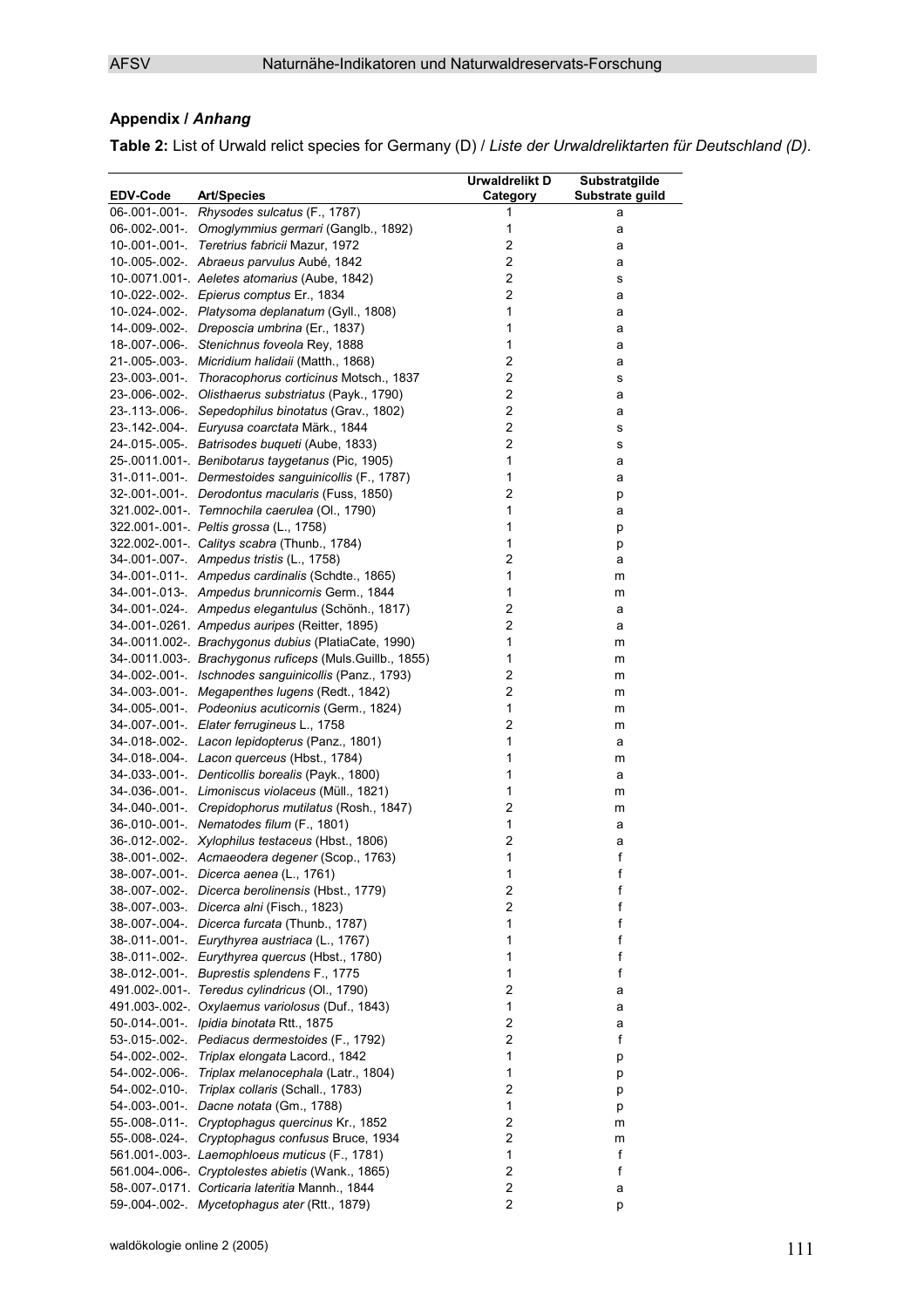## Appendix / *Anhang*

**Table 2:** List of Urwald relict species for Germany (D) / *Liste der Urwaldreliktarten für Deutschland (D).*

| EDV-Code | Art/Species | Urwaldrelikt D Category | Substratgilde Substrate guild |
|---|---|---|---|
| 06-.001-.001-. | *Rhysodes sulcatus* (F., 1787) | 1 | a |
| 06-.002-.001-. | *Omoglymmius germari* (Ganglb., 1892) | 1 | a |
| 10-.001-.001-. | *Teretrius fabricii* Mazur, 1972 | 2 | a |
| 10-.005-.002-. | *Abraeus parvulus* Aubé, 1842 | 2 | a |
| 10-.0071.001-. | *Aeletes atomarius* (Aube, 1842) | 2 | s |
| 10-.022-.002-. | *Epierus comptus* Er., 1834 | 2 | a |
| 10-.024-.002-. | *Platysoma deplanatum* (Gyll., 1808) | 1 | a |
| 14-.009-.002-. | *Dreposcia umbrina* (Er., 1837) | 1 | a |
| 18-.007-.006-. | *Stenichnus foveola* Rey, 1888 | 1 | a |
| 21-.005-.003-. | *Micridium halidaii* (Matth., 1868) | 2 | a |
| 23-.003-.001-. | *Thoracophorus corticinus* Motsch., 1837 | 2 | s |
| 23-.006-.002-. | *Olisthaerus substriatus* (Payk., 1790) | 2 | a |
| 23-.113-.006-. | *Sepedophilus binotatus* (Grav., 1802) | 2 | a |
| 23-.142-.004-. | *Euryusa coarctata* Märk., 1844 | 2 | s |
| 24-.015-.005-. | *Batrisodes buqueti* (Aube, 1833) | 2 | s |
| 25-.0011.001-. | *Benibotarus taygetanus* (Pic, 1905) | 1 | a |
| 31-.011-.001-. | *Dermestoides sanguinicollis* (F., 1787) | 1 | a |
| 32-.001-.001-. | *Derodontus macularis* (Fuss, 1850) | 2 | p |
| 321.002-.001-. | *Temnochila caerulea* (Ol., 1790) | 1 | a |
| 322.001-.001-. | *Peltis grossa* (L., 1758) | 1 | p |
| 322.002-.001-. | *Calitys scabra* (Thunb., 1784) | 1 | p |
| 34-.001-.007-. | *Ampedus tristis* (L., 1758) | 2 | a |
| 34-.001-.011-. | *Ampedus cardinalis* (Schdte., 1865) | 1 | m |
| 34-.001-.013-. | *Ampedus brunnicornis* Germ., 1844 | 1 | m |
| 34-.001-.024-. | *Ampedus elegantulus* (Schönh., 1817) | 2 | a |
| 34-.001-.0261. | *Ampedus auripes* (Reitter, 1895) | 2 | a |
| 34-.0011.002-. | *Brachygonus dubius* (PlatiaCate, 1990) | 1 | m |
| 34-.0011.003-. | *Brachygonus ruficeps* (Muls.Guillb., 1855) | 1 | m |
| 34-.002-.001-. | *Ischnodes sanguinicollis* (Panz., 1793) | 2 | m |
| 34-.003-.001-. | *Megapenthes lugens* (Redt., 1842) | 2 | m |
| 34-.005-.001-. | *Podeonius acuticornis* (Germ., 1824) | 1 | m |
| 34-.007-.001-. | *Elater ferrugineus* L., 1758 | 2 | m |
| 34-.018-.002-. | *Lacon lepidopterus* (Panz., 1801) | 1 | a |
| 34-.018-.004-. | *Lacon querceus* (Hbst., 1784) | 1 | m |
| 34-.033-.001-. | *Denticollis borealis* (Payk., 1800) | 1 | a |
| 34-.036-.001-. | *Limoniscus violaceus* (Müll., 1821) | 1 | m |
| 34-.040-.001-. | *Crepidophorus mutilatus* (Rosh., 1847) | 2 | m |
| 36-.010-.001-. | *Nematodes filum* (F., 1801) | 1 | a |
| 36-.012-.002-. | *Xylophilus testaceus* (Hbst., 1806) | 2 | a |
| 38-.001-.002-. | *Acmaeodera degener* (Scop., 1763) | 1 | f |
| 38-.007-.001-. | *Dicerca aenea* (L., 1761) | 1 | f |
| 38-.007-.002-. | *Dicerca berolinensis* (Hbst., 1779) | 2 | f |
| 38-.007-.003-. | *Dicerca alni* (Fisch., 1823) | 2 | f |
| 38-.007-.004-. | *Dicerca furcata* (Thunb., 1787) | 1 | f |
| 38-.011-.001-. | *Eurythyrea austriaca* (L., 1767) | 1 | f |
| 38-.011-.002-. | *Eurythyrea quercus* (Hbst., 1780) | 1 | f |
| 38-.012-.001-. | *Buprestis splendens* F., 1775 | 1 | f |
| 491.002-.001-. | *Teredus cylindricus* (Ol., 1790) | 2 | a |
| 491.003-.002-. | *Oxylaemus variolosus* (Duf., 1843) | 1 | a |
| 50-.014-.001-. | *Ipidia binotata* Rtt., 1875 | 2 | a |
| 53-.015-.002-. | *Pediacus dermestoides* (F., 1792) | 2 | f |
| 54-.002-.002-. | *Triplax elongata* Lacord., 1842 | 1 | p |
| 54-.002-.006-. | *Triplax melanocephala* (Latr., 1804) | 1 | p |
| 54-.002-.010-. | *Triplax collaris* (Schall., 1783) | 2 | p |
| 54-.003-.001-. | *Dacne notata* (Gm., 1788) | 1 | p |
| 55-.008-.011-. | *Cryptophagus quercinus* Kr., 1852 | 2 | m |
| 55-.008-.024-. | *Cryptophagus confusus* Bruce, 1934 | 2 | m |
| 561.001-.003-. | *Laemophloeus muticus* (F., 1781) | 1 | f |
| 561.004-.006-. | *Cryptolestes abietis* (Wank., 1865) | 2 | f |
| 58-.007-.0171. | *Corticaria lateritia* Mannh., 1844 | 2 | a |
| 59-.004-.002-. | *Mycetophagus ater* (Rtt., 1879) | 2 | p |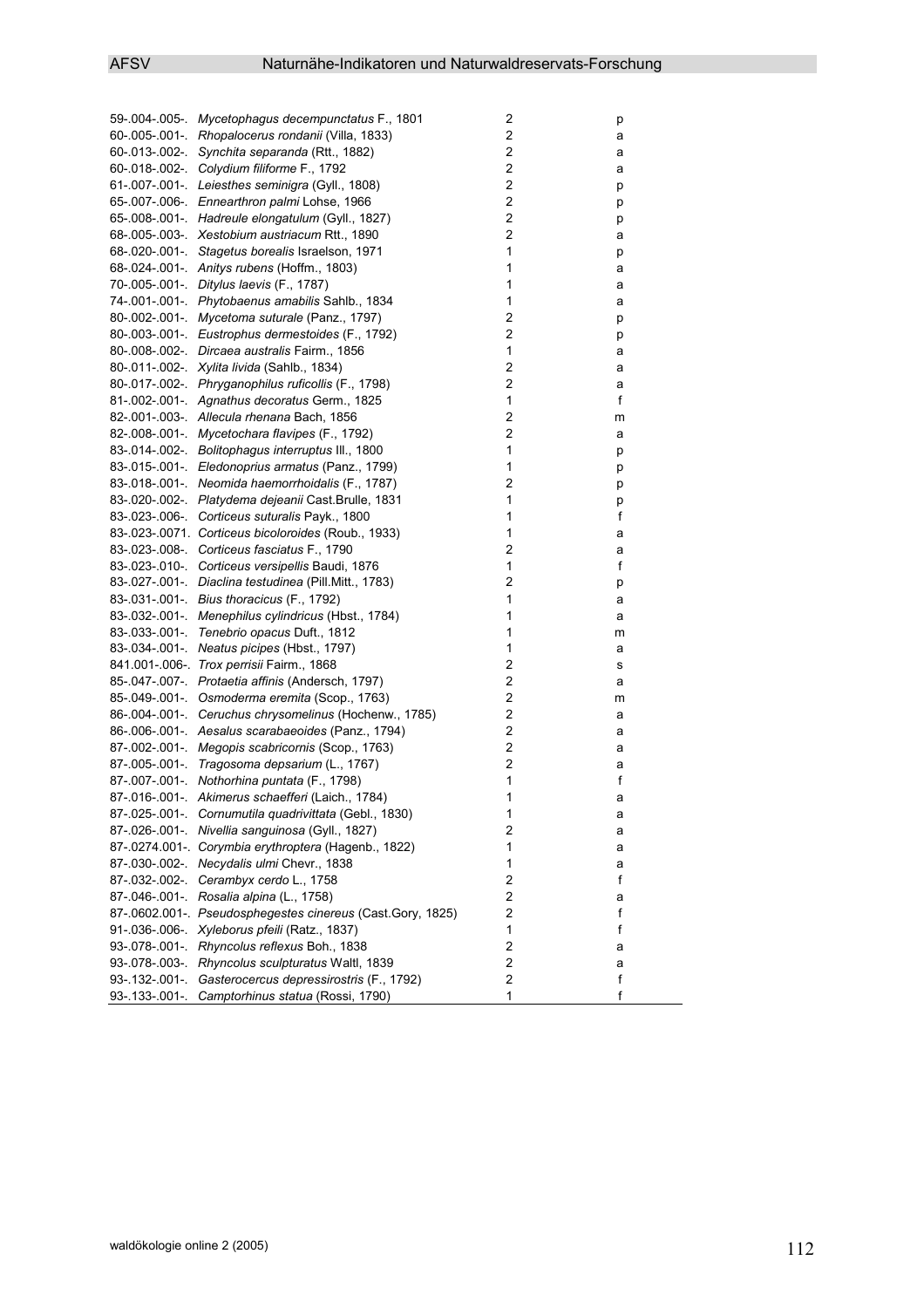| | | | |
|---|---|---|---|
| 59-.004-.005-. | *Mycetophagus decempunctatus* F., 1801 | 2 | p |
| 60-.005-.001-. | *Rhopalocerus rondanii* (Villa, 1833) | 2 | a |
| 60-.013-.002-. | *Synchita separanda* (Rtt., 1882) | 2 | a |
| 60-.018-.002-. | *Colydium filiforme* F., 1792 | 2 | a |
| 61-.007-.001-. | *Leiesthes seminigra* (Gyll., 1808) | 2 | p |
| 65-.007-.006-. | *Ennearthron palmi* Lohse, 1966 | 2 | p |
| 65-.008-.001-. | *Hadreule elongatulum* (Gyll., 1827) | 2 | p |
| 68-.005-.003-. | *Xestobium austriacum* Rtt., 1890 | 2 | a |
| 68-.020-.001-. | *Stagetus borealis* Israelson, 1971 | 1 | p |
| 68-.024-.001-. | *Anitys rubens* (Hoffm., 1803) | 1 | a |
| 70-.005-.001-. | *Ditylus laevis* (F., 1787) | 1 | a |
| 74-.001-.001-. | *Phytobaenus amabilis* Sahlb., 1834 | 1 | a |
| 80-.002-.001-. | *Mycetoma suturale* (Panz., 1797) | 2 | p |
| 80-.003-.001-. | *Eustrophus dermestoides* (F., 1792) | 2 | p |
| 80-.008-.002-. | *Dircaea australis* Fairm., 1856 | 1 | a |
| 80-.011-.002-. | *Xylita livida* (Sahlb., 1834) | 2 | a |
| 80-.017-.002-. | *Phryganophilus ruficollis* (F., 1798) | 2 | a |
| 81-.002-.001-. | *Agnathus decoratus* Germ., 1825 | 1 | f |
| 82-.001-.003-. | *Allecula rhenana* Bach, 1856 | 2 | m |
| 82-.008-.001-. | *Mycetochara flavipes* (F., 1792) | 2 | a |
| 83-.014-.002-. | *Bolitophagus interruptus* Ill., 1800 | 1 | p |
| 83-.015-.001-. | *Eledonoprius armatus* (Panz., 1799) | 1 | p |
| 83-.018-.001-. | *Neomida haemorrhoidalis* (F., 1787) | 2 | p |
| 83-.020-.002-. | *Platydema dejeanii* Cast.Brulle, 1831 | 1 | p |
| 83-.023-.006-. | *Corticeus suturalis* Payk., 1800 | 1 | f |
| 83-.023-.0071. | *Corticeus bicoloroides* (Roub., 1933) | 1 | a |
| 83-.023-.008-. | *Corticeus fasciatus* F., 1790 | 2 | a |
| 83-.023-.010-. | *Corticeus versipellis* Baudi, 1876 | 1 | f |
| 83-.027-.001-. | *Diaclina testudinea* (Pill.Mitt., 1783) | 2 | p |
| 83-.031-.001-. | *Bius thoracicus* (F., 1792) | 1 | a |
| 83-.032-.001-. | *Menephilus cylindricus* (Hbst., 1784) | 1 | a |
| 83-.033-.001-. | *Tenebrio opacus* Duft., 1812 | 1 | m |
| 83-.034-.001-. | *Neatus picipes* (Hbst., 1797) | 1 | a |
| 841.001-.006-. | *Trox perrisii* Fairm., 1868 | 2 | s |
| 85-.047-.007-. | *Protaetia affinis* (Andersch, 1797) | 2 | a |
| 85-.049-.001-. | *Osmoderma eremita* (Scop., 1763) | 2 | m |
| 86-.004-.001-. | *Ceruchus chrysomelinus* (Hochenw., 1785) | 2 | a |
| 86-.006-.001-. | *Aesalus scarabaeoides* (Panz., 1794) | 2 | a |
| 87-.002-.001-. | *Megopis scabricornis* (Scop., 1763) | 2 | a |
| 87-.005-.001-. | *Tragosoma depsarium* (L., 1767) | 2 | a |
| 87-.007-.001-. | *Nothorhina puntata* (F., 1798) | 1 | f |
| 87-.016-.001-. | *Akimerus schaefferi* (Laich., 1784) | 1 | a |
| 87-.025-.001-. | *Cornumutila quadrivittata* (Gebl., 1830) | 1 | a |
| 87-.026-.001-. | *Nivellia sanguinosa* (Gyll., 1827) | 2 | a |
| 87-.0274.001-. | *Corymbia erythroptera* (Hagenb., 1822) | 1 | a |
| 87-.030-.002-. | *Necydalis ulmi* Chevr., 1838 | 1 | a |
| 87-.032-.002-. | *Cerambyx cerdo* L., 1758 | 2 | f |
| 87-.046-.001-. | *Rosalia alpina* (L., 1758) | 2 | a |
| 87-.0602.001-. | *Pseudosphegestes cinereus* (Cast.Gory, 1825) | 2 | f |
| 91-.036-.006-. | *Xyleborus pfeili* (Ratz., 1837) | 1 | f |
| 93-.078-.001-. | *Rhyncolus reflexus* Boh., 1838 | 2 | a |
| 93-.078-.003-. | *Rhyncolus sculpturatus* Waltl, 1839 | 2 | a |
| 93-.132-.001-. | *Gasterocercus depressirostris* (F., 1792) | 2 | f |
| 93-.133-.001-. | *Camptorhinus statua* (Rossi, 1790) | 1 | f |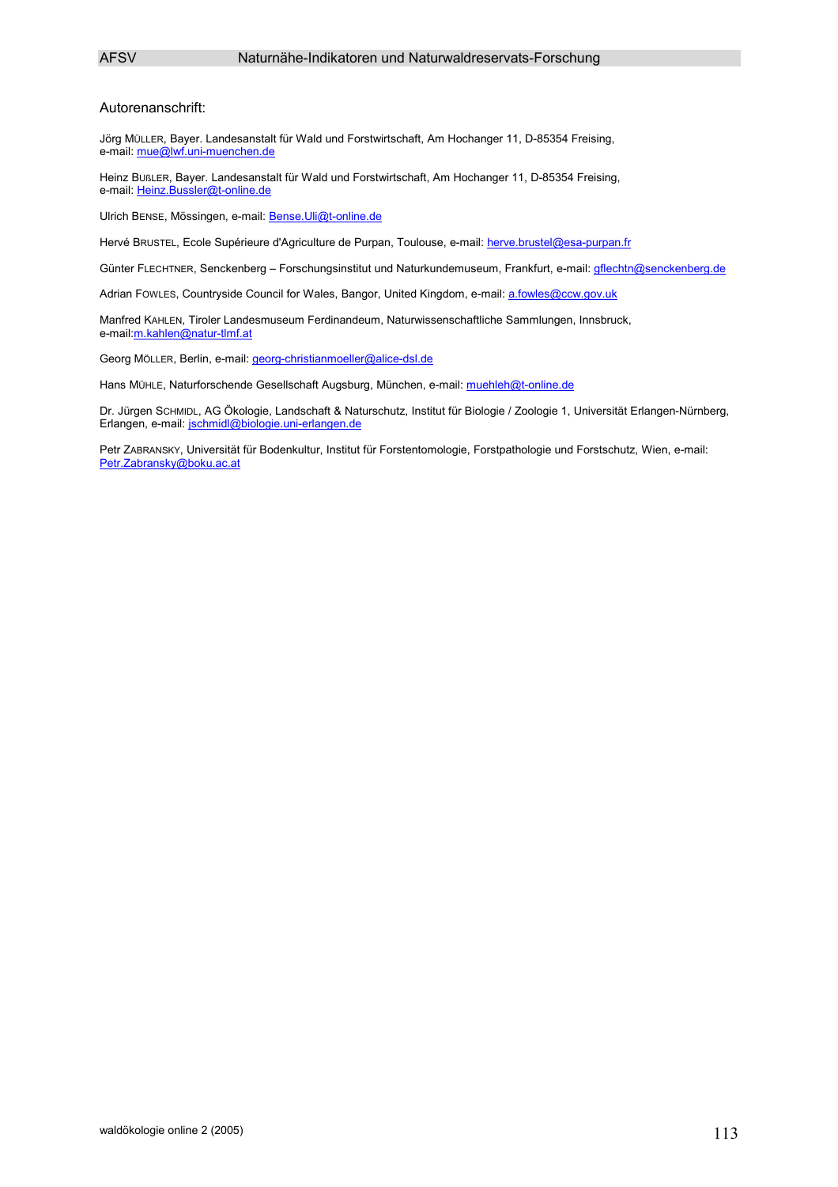Autorenanschrift:

Jörg MÜLLER, Bayer. Landesanstalt für Wald und Forstwirtschaft, Am Hochanger 11, D-85354 Freising, e-mail: mue@lwf.uni-muenchen.de

Heinz BUßLER, Bayer. Landesanstalt für Wald und Forstwirtschaft, Am Hochanger 11, D-85354 Freising, e-mail: Heinz.Bussler@t-online.de

Ulrich BENSE, Mössingen, e-mail: Bense.Uli@t-online.de

Hervé BRUSTEL, Ecole Supérieure d'Agriculture de Purpan, Toulouse, e-mail: herve.brustel@esa-purpan.fr

Günter FLECHTNER, Senckenberg – Forschungsinstitut und Naturkundemuseum, Frankfurt, e-mail: gflechtn@senckenberg.de

Adrian FOWLES, Countryside Council for Wales, Bangor, United Kingdom, e-mail: a.fowles@ccw.gov.uk

Manfred KAHLEN, Tiroler Landesmuseum Ferdinandeum, Naturwissenschaftliche Sammlungen, Innsbruck, e-mail:m.kahlen@natur-tlmf.at

Georg MÖLLER, Berlin, e-mail: georg-christianmoeller@alice-dsl.de

Hans MÜHLE, Naturforschende Gesellschaft Augsburg, München, e-mail: muehleh@t-online.de

Dr. Jürgen SCHMIDL, AG Ökologie, Landschaft & Naturschutz, Institut für Biologie / Zoologie 1, Universität Erlangen-Nürnberg, Erlangen, e-mail: jschmidl@biologie.uni-erlangen.de

Petr ZABRANSKY, Universität für Bodenkultur, Institut für Forstentomologie, Forstpathologie und Forstschutz, Wien, e-mail: Petr.Zabransky@boku.ac.at